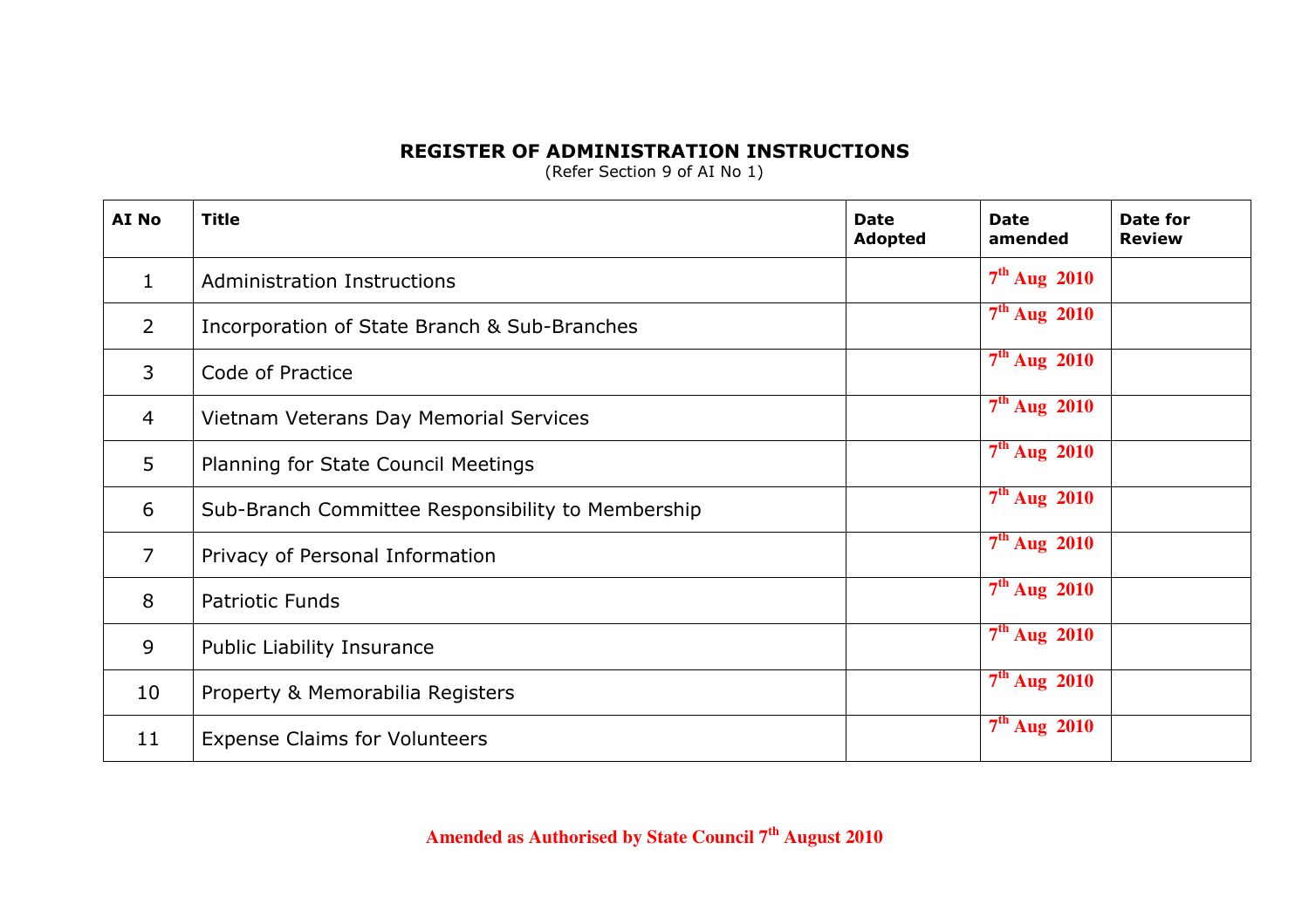# REGISTER OF ADMINISTRATION INSTRUCTIONS

(Refer Section 9 of AI No 1)

| AI No | Title | Date Adopted | Date amended | Date for Review |
|---|---|---|---|---|
| 1 | Administration Instructions | | 7th Aug 2010 | |
| 2 | Incorporation of State Branch & Sub-Branches | | 7th Aug 2010 | |
| 3 | Code of Practice | | 7th Aug 2010 | |
| 4 | Vietnam Veterans Day Memorial Services | | 7th Aug 2010 | |
| 5 | Planning for State Council Meetings | | 7th Aug 2010 | |
| 6 | Sub-Branch Committee Responsibility to Membership | | 7th Aug 2010 | |
| 7 | Privacy of Personal Information | | 7th Aug 2010 | |
| 8 | Patriotic Funds | | 7th Aug 2010 | |
| 9 | Public Liability Insurance | | 7th Aug 2010 | |
| 10 | Property & Memorabilia Registers | | 7th Aug 2010 | |
| 11 | Expense Claims for Volunteers | | 7th Aug 2010 | |

**Amended as Authorised by State Council 7th August 2010**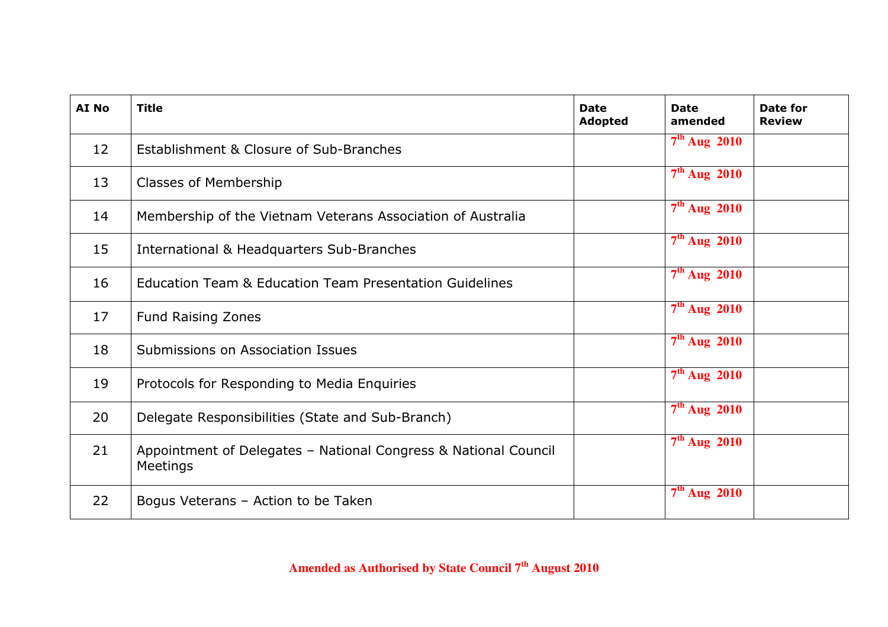| AI No | Title | Date Adopted | Date amended | Date for Review |
|---|---|---|---|---|
| 12 | Establishment & Closure of Sub-Branches | | 7th Aug 2010 | |
| 13 | Classes of Membership | | 7th Aug 2010 | |
| 14 | Membership of the Vietnam Veterans Association of Australia | | 7th Aug 2010 | |
| 15 | International & Headquarters Sub-Branches | | 7th Aug 2010 | |
| 16 | Education Team & Education Team Presentation Guidelines | | 7th Aug 2010 | |
| 17 | Fund Raising Zones | | 7th Aug 2010 | |
| 18 | Submissions on Association Issues | | 7th Aug 2010 | |
| 19 | Protocols for Responding to Media Enquiries | | 7th Aug 2010 | |
| 20 | Delegate Responsibilities (State and Sub-Branch) | | 7th Aug 2010 | |
| 21 | Appointment of Delegates – National Congress & National Council Meetings | | 7th Aug 2010 | |
| 22 | Bogus Veterans – Action to be Taken | | 7th Aug 2010 | |

**Amended as Authorised by State Council 7th August 2010**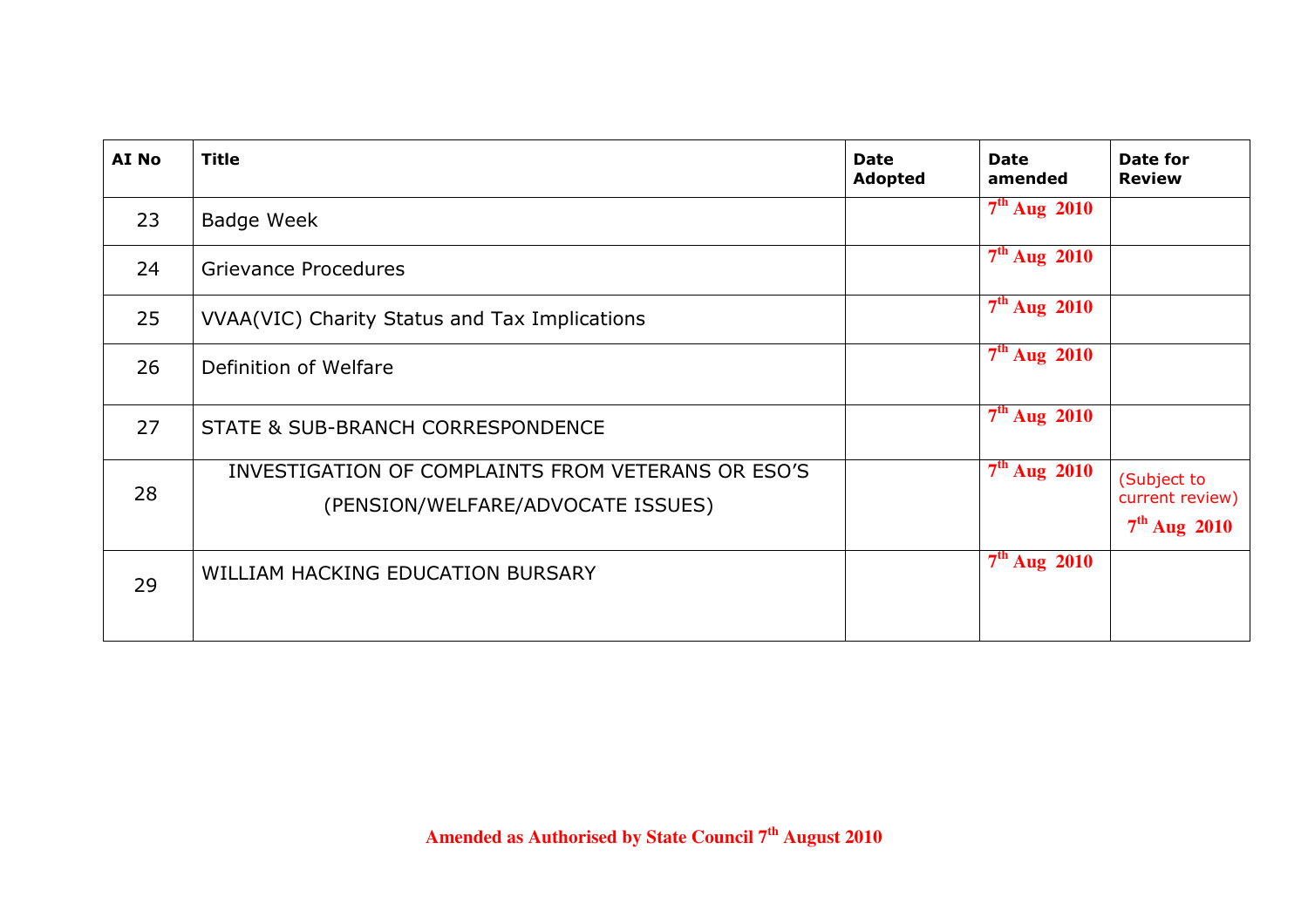| AI No | Title | Date Adopted | Date amended | Date for Review |
|---|---|---|---|---|
| 23 | Badge Week | | 7th Aug 2010 | |
| 24 | Grievance Procedures | | 7th Aug 2010 | |
| 25 | VVAA(VIC) Charity Status and Tax Implications | | 7th Aug 2010 | |
| 26 | Definition of Welfare | | 7th Aug 2010 | |
| 27 | STATE & SUB-BRANCH CORRESPONDENCE | | 7th Aug 2010 | |
| 28 | INVESTIGATION OF COMPLAINTS FROM VETERANS OR ESO'S (PENSION/WELFARE/ADVOCATE ISSUES) | | 7th Aug 2010 | (Subject to current review) 7th Aug 2010 |
| 29 | WILLIAM HACKING EDUCATION BURSARY | | 7th Aug 2010 | |

**Amended as Authorised by State Council 7th August 2010**